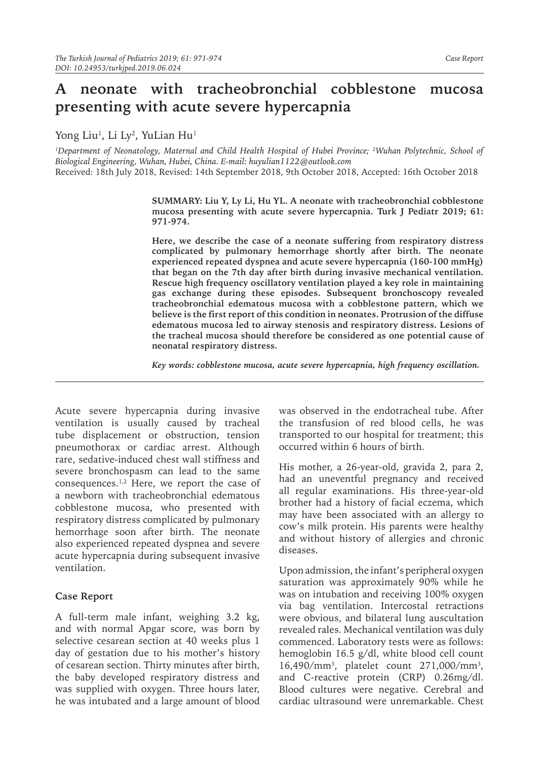# A neonate with tracheobronchial cobblestone mucosa presenting with acute severe hypercapnia

Yong Liu[1], Li Ly[2], YuLian Hu[1]

[1]Department of Neonatology, Maternal and Child Health Hospital of Hubei Province; [2]Wuhan Polytechnic, School of Biological Engineering, Wuhan, Hubei, China. E-mail: huyulian1122@outlook.com

Received: 18th July 2018, Revised: 14th September 2018, 9th October 2018, Accepted: 16th October 2018

**SUMMARY: Liu Y, Ly Li, Hu YL. A neonate with tracheobronchial cobblestone mucosa presenting with acute severe hypercapnia. Turk J Pediatr 2019; 61: 971-974.**

**Here, we describe the case of a neonate suffering from respiratory distress complicated by pulmonary hemorrhage shortly after birth. The neonate experienced repeated dyspnea and acute severe hypercapnia (160-100 mmHg) that began on the 7th day after birth during invasive mechanical ventilation. Rescue high frequency oscillatory ventilation played a key role in maintaining gas exchange during these episodes. Subsequent bronchoscopy revealed tracheobronchial edematous mucosa with a cobblestone pattern, which we believe is the first report of this condition in neonates. Protrusion of the diffuse edematous mucosa led to airway stenosis and respiratory distress. Lesions of the tracheal mucosa should therefore be considered as one potential cause of neonatal respiratory distress.**

***Key words: cobblestone mucosa, acute severe hypercapnia, high frequency oscillation.***

Acute severe hypercapnia during invasive ventilation is usually caused by tracheal tube displacement or obstruction, tension pneumothorax or cardiac arrest. Although rare, sedative-induced chest wall stiffness and severe bronchospasm can lead to the same consequences.[1,2] Here, we report the case of a newborn with tracheobronchial edematous cobblestone mucosa, who presented with respiratory distress complicated by pulmonary hemorrhage soon after birth. The neonate also experienced repeated dyspnea and severe acute hypercapnia during subsequent invasive ventilation.

## Case Report

A full-term male infant, weighing 3.2 kg, and with normal Apgar score, was born by selective cesarean section at 40 weeks plus 1 day of gestation due to his mother's history of cesarean section. Thirty minutes after birth, the baby developed respiratory distress and was supplied with oxygen. Three hours later, he was intubated and a large amount of blood was observed in the endotracheal tube. After the transfusion of red blood cells, he was transported to our hospital for treatment; this occurred within 6 hours of birth.

His mother, a 26-year-old, gravida 2, para 2, had an uneventful pregnancy and received all regular examinations. His three-year-old brother had a history of facial eczema, which may have been associated with an allergy to cow's milk protein. His parents were healthy and without history of allergies and chronic diseases.

Upon admission, the infant's peripheral oxygen saturation was approximately 90% while he was on intubation and receiving 100% oxygen via bag ventilation. Intercostal retractions were obvious, and bilateral lung auscultation revealed rales. Mechanical ventilation was duly commenced. Laboratory tests were as follows: hemoglobin 16.5 g/dl, white blood cell count 16,490/mm$^3$, platelet count 271,000/mm$^3$, and C-reactive protein (CRP) 0.26mg/dl. Blood cultures were negative. Cerebral and cardiac ultrasound were unremarkable. Chest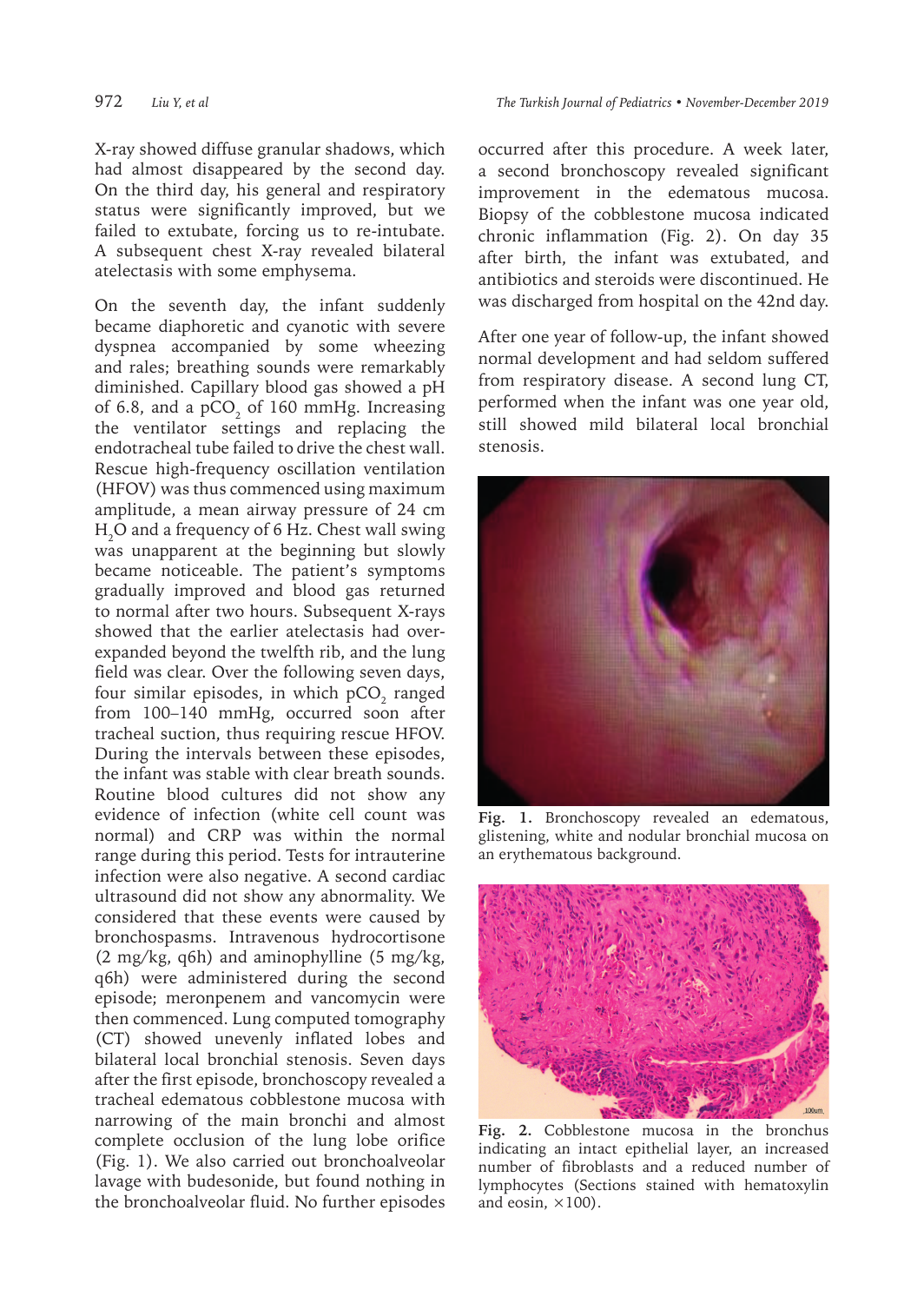X-ray showed diffuse granular shadows, which had almost disappeared by the second day. On the third day, his general and respiratory status were significantly improved, but we failed to extubate, forcing us to re-intubate. A subsequent chest X-ray revealed bilateral atelectasis with some emphysema.

On the seventh day, the infant suddenly became diaphoretic and cyanotic with severe dyspnea accompanied by some wheezing and rales; breathing sounds were remarkably diminished. Capillary blood gas showed a pH of 6.8, and a $pCO_2$ of 160 mmHg. Increasing the ventilator settings and replacing the endotracheal tube failed to drive the chest wall. Rescue high-frequency oscillation ventilation (HFOV) was thus commenced using maximum amplitude, a mean airway pressure of 24 cm $H_2O$ and a frequency of 6 Hz. Chest wall swing was unapparent at the beginning but slowly became noticeable. The patient's symptoms gradually improved and blood gas returned to normal after two hours. Subsequent X-rays showed that the earlier atelectasis had over-expanded beyond the twelfth rib, and the lung field was clear. Over the following seven days, four similar episodes, in which $pCO_2$ ranged from 100–140 mmHg, occurred soon after tracheal suction, thus requiring rescue HFOV. During the intervals between these episodes, the infant was stable with clear breath sounds. Routine blood cultures did not show any evidence of infection (white cell count was normal) and CRP was within the normal range during this period. Tests for intrauterine infection were also negative. A second cardiac ultrasound did not show any abnormality. We considered that these events were caused by bronchospasms. Intravenous hydrocortisone (2 mg/kg, q6h) and aminophylline (5 mg/kg, q6h) were administered during the second episode; meronpenem and vancomycin were then commenced. Lung computed tomography (CT) showed unevenly inflated lobes and bilateral local bronchial stenosis. Seven days after the first episode, bronchoscopy revealed a tracheal edematous cobblestone mucosa with narrowing of the main bronchi and almost complete occlusion of the lung lobe orifice (Fig. 1). We also carried out bronchoalveolar lavage with budesonide, but found nothing in the bronchoalveolar fluid. No further episodes occurred after this procedure. A week later, a second bronchoscopy revealed significant improvement in the edematous mucosa. Biopsy of the cobblestone mucosa indicated chronic inflammation (Fig. 2). On day 35 after birth, the infant was extubated, and antibiotics and steroids were discontinued. He was discharged from hospital on the 42nd day.

After one year of follow-up, the infant showed normal development and had seldom suffered from respiratory disease. A second lung CT, performed when the infant was one year old, still showed mild bilateral local bronchial stenosis.

**Fig. 1.** Bronchoscopy revealed an edematous, glistening, white and nodular bronchial mucosa on an erythematous background.

**Fig. 2.** Cobblestone mucosa in the bronchus indicating an intact epithelial layer, an increased number of fibroblasts and a reduced number of lymphocytes (Sections stained with hematoxylin and eosin, ×100).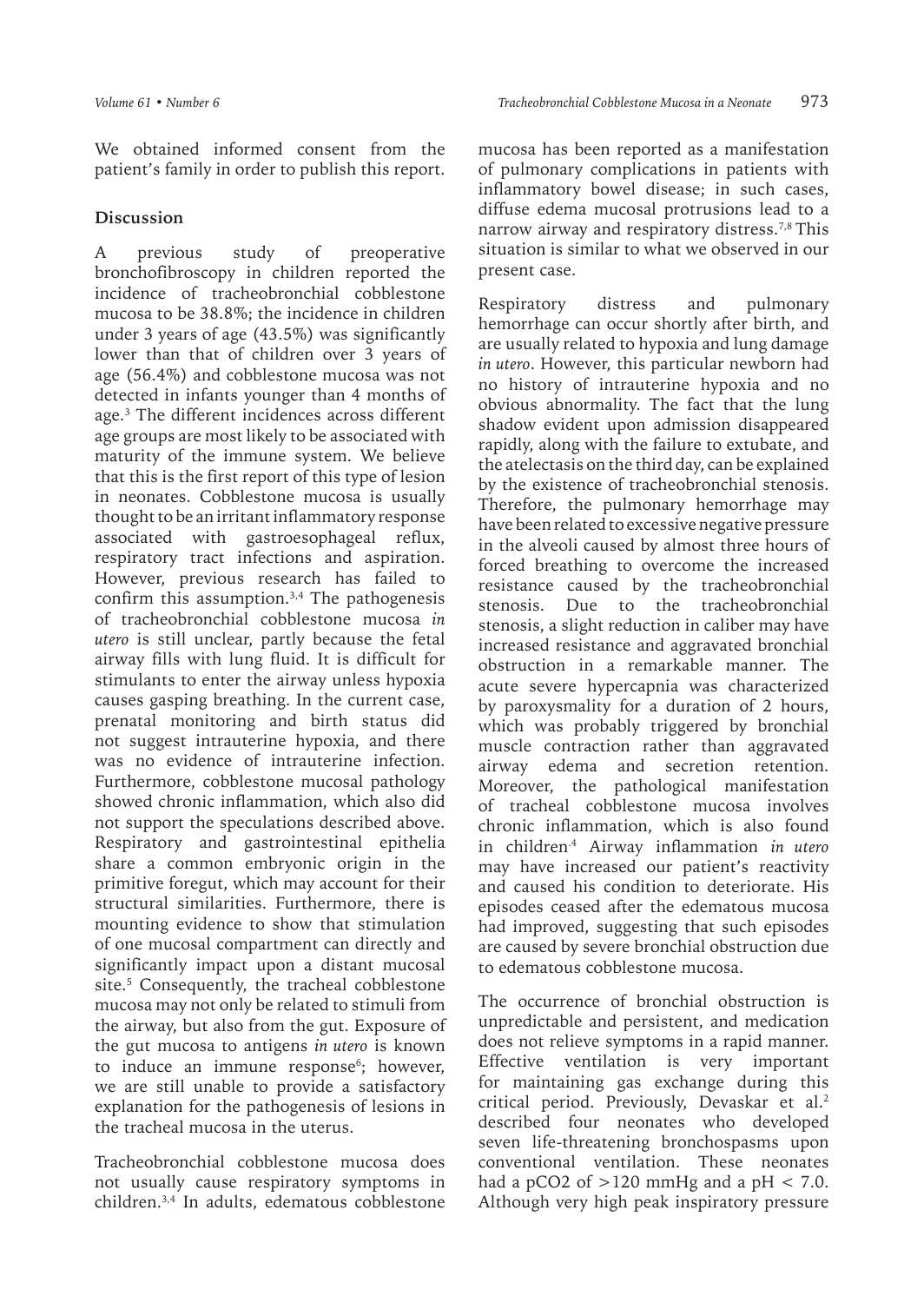We obtained informed consent from the patient's family in order to publish this report.

## Discussion

A previous study of preoperative bronchofibroscopy in children reported the incidence of tracheobronchial cobblestone mucosa to be 38.8%; the incidence in children under 3 years of age (43.5%) was significantly lower than that of children over 3 years of age (56.4%) and cobblestone mucosa was not detected in infants younger than 4 months of age.[3] The different incidences across different age groups are most likely to be associated with maturity of the immune system. We believe that this is the first report of this type of lesion in neonates. Cobblestone mucosa is usually thought to be an irritant inflammatory response associated with gastroesophageal reflux, respiratory tract infections and aspiration. However, previous research has failed to confirm this assumption.[3,4] The pathogenesis of tracheobronchial cobblestone mucosa *in utero* is still unclear, partly because the fetal airway fills with lung fluid. It is difficult for stimulants to enter the airway unless hypoxia causes gasping breathing. In the current case, prenatal monitoring and birth status did not suggest intrauterine hypoxia, and there was no evidence of intrauterine infection. Furthermore, cobblestone mucosal pathology showed chronic inflammation, which also did not support the speculations described above. Respiratory and gastrointestinal epithelia share a common embryonic origin in the primitive foregut, which may account for their structural similarities. Furthermore, there is mounting evidence to show that stimulation of one mucosal compartment can directly and significantly impact upon a distant mucosal site.[5] Consequently, the tracheal cobblestone mucosa may not only be related to stimuli from the airway, but also from the gut. Exposure of the gut mucosa to antigens *in utero* is known to induce an immune response[6]; however, we are still unable to provide a satisfactory explanation for the pathogenesis of lesions in the tracheal mucosa in the uterus.

Tracheobronchial cobblestone mucosa does not usually cause respiratory symptoms in children.[3,4] In adults, edematous cobblestone mucosa has been reported as a manifestation of pulmonary complications in patients with inflammatory bowel disease; in such cases, diffuse edema mucosal protrusions lead to a narrow airway and respiratory distress.[7,8] This situation is similar to what we observed in our present case.

Respiratory distress and pulmonary hemorrhage can occur shortly after birth, and are usually related to hypoxia and lung damage *in utero*. However, this particular newborn had no history of intrauterine hypoxia and no obvious abnormality. The fact that the lung shadow evident upon admission disappeared rapidly, along with the failure to extubate, and the atelectasis on the third day, can be explained by the existence of tracheobronchial stenosis. Therefore, the pulmonary hemorrhage may have been related to excessive negative pressure in the alveoli caused by almost three hours of forced breathing to overcome the increased resistance caused by the tracheobronchial stenosis. Due to the tracheobronchial stenosis, a slight reduction in caliber may have increased resistance and aggravated bronchial obstruction in a remarkable manner. The acute severe hypercapnia was characterized by paroxysmality for a duration of 2 hours, which was probably triggered by bronchial muscle contraction rather than aggravated airway edema and secretion retention. Moreover, the pathological manifestation of tracheal cobblestone mucosa involves chronic inflammation, which is also found in children.[4] Airway inflammation *in utero* may have increased our patient's reactivity and caused his condition to deteriorate. His episodes ceased after the edematous mucosa had improved, suggesting that such episodes are caused by severe bronchial obstruction due to edematous cobblestone mucosa.

The occurrence of bronchial obstruction is unpredictable and persistent, and medication does not relieve symptoms in a rapid manner. Effective ventilation is very important for maintaining gas exchange during this critical period. Previously, Devaskar et al.[2] described four neonates who developed seven life-threatening bronchospasms upon conventional ventilation. These neonates had a $pCO_2$ of >120 mmHg and a pH < 7.0. Although very high peak inspiratory pressure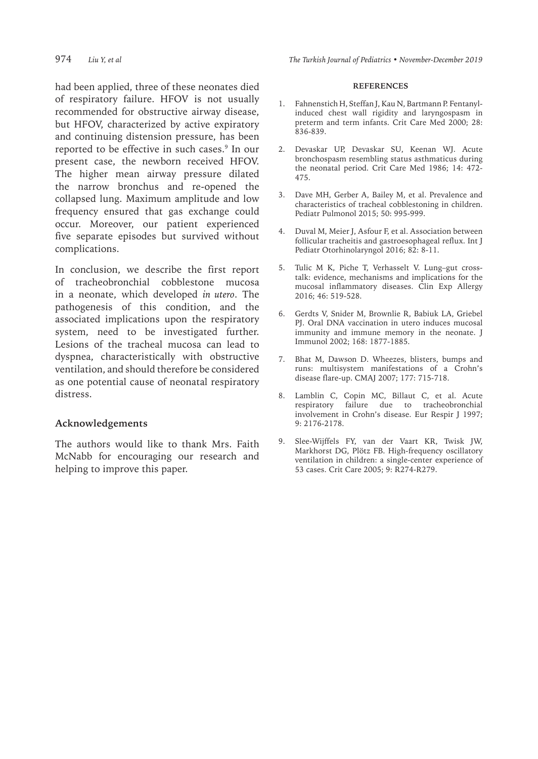had been applied, three of these neonates died of respiratory failure. HFOV is not usually recommended for obstructive airway disease, but HFOV, characterized by active expiratory and continuing distension pressure, has been reported to be effective in such cases.[9] In our present case, the newborn received HFOV. The higher mean airway pressure dilated the narrow bronchus and re-opened the collapsed lung. Maximum amplitude and low frequency ensured that gas exchange could occur. Moreover, our patient experienced five separate episodes but survived without complications.

In conclusion, we describe the first report of tracheobronchial cobblestone mucosa in a neonate, which developed *in utero*. The pathogenesis of this condition, and the associated implications upon the respiratory system, need to be investigated further. Lesions of the tracheal mucosa can lead to dyspnea, characteristically with obstructive ventilation, and should therefore be considered as one potential cause of neonatal respiratory distress.

## Acknowledgements

The authors would like to thank Mrs. Faith McNabb for encouraging our research and helping to improve this paper.

## REFERENCES

1. Fahnenstich H, Steffan J, Kau N, Bartmann P. Fentanyl-induced chest wall rigidity and laryngospasm in preterm and term infants. Crit Care Med 2000; 28: 836-839.
2. Devaskar UP, Devaskar SU, Keenan WJ. Acute bronchospasm resembling status asthmaticus during the neonatal period. Crit Care Med 1986; 14: 472-475.
3. Dave MH, Gerber A, Bailey M, et al. Prevalence and characteristics of tracheal cobblestoning in children. Pediatr Pulmonol 2015; 50: 995-999.
4. Duval M, Meier J, Asfour F, et al. Association between follicular tracheitis and gastroesophageal reflux. Int J Pediatr Otorhinolaryngol 2016; 82: 8-11.
5. Tulic M K, Piche T, Verhasselt V. Lung–gut cross-talk: evidence, mechanisms and implications for the mucosal inflammatory diseases. Clin Exp Allergy 2016; 46: 519-528.
6. Gerdts V, Snider M, Brownlie R, Babiuk LA, Griebel PJ. Oral DNA vaccination in utero induces mucosal immunity and immune memory in the neonate. J Immunol 2002; 168: 1877-1885.
7. Bhat M, Dawson D. Wheezes, blisters, bumps and runs: multisystem manifestations of a Crohn's disease flare-up. CMAJ 2007; 177: 715-718.
8. Lamblin C, Copin MC, Billaut C, et al. Acute respiratory failure due to tracheobronchial involvement in Crohn's disease. Eur Respir J 1997; 9: 2176-2178.
9. Slee-Wijffels FY, van der Vaart KR, Twisk JW, Markhorst DG, Plötz FB. High-frequency oscillatory ventilation in children: a single-center experience of 53 cases. Crit Care 2005; 9: R274-R279.